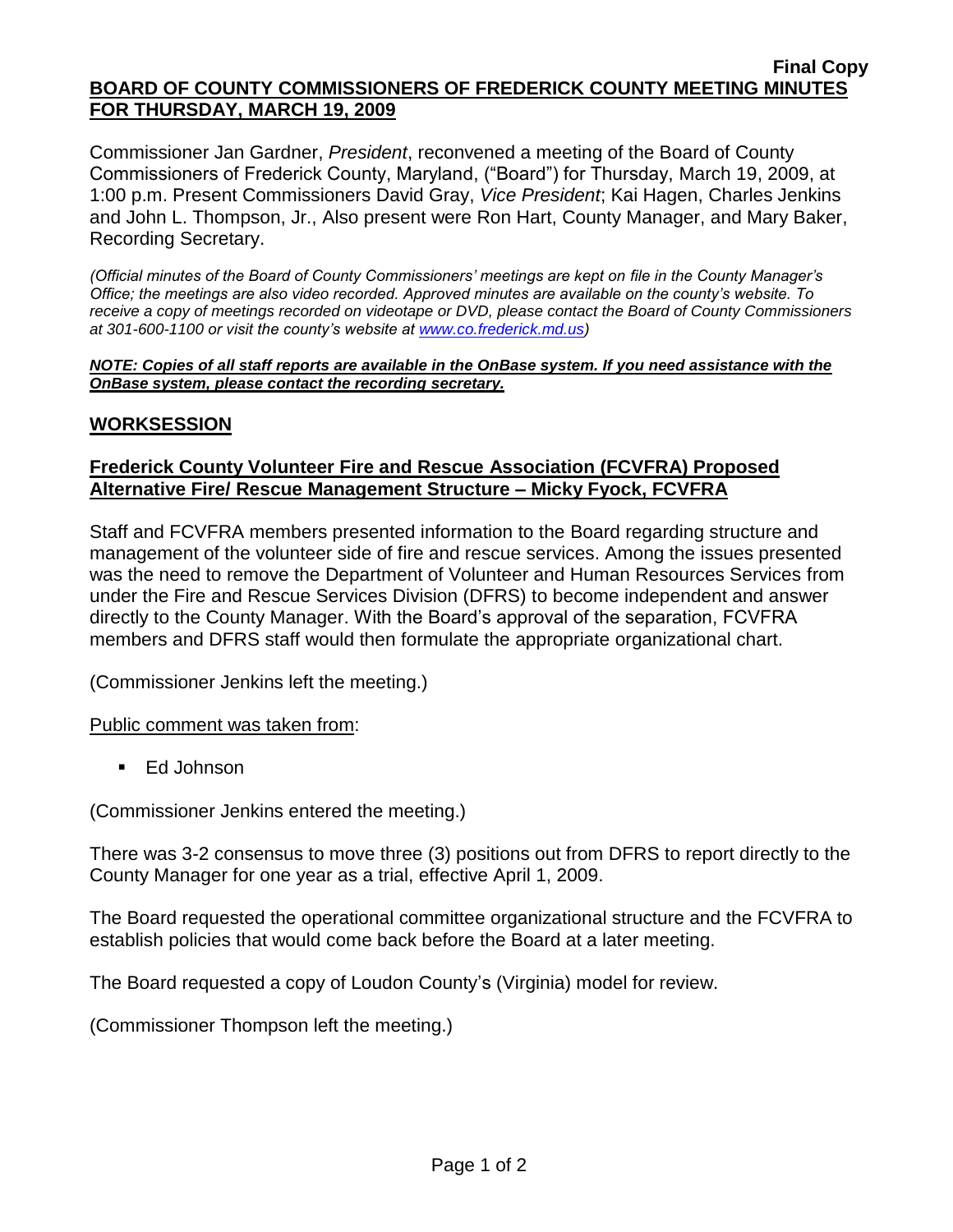**Final Copy**

## BOARD OF COUNTY COMMISSIONERS OF FREDERICK COUNTY MEETING MINUTES FOR THURSDAY, MARCH 19, 2009

Commissioner Jan Gardner, *President*, reconvened a meeting of the Board of County Commissioners of Frederick County, Maryland, ("Board") for Thursday, March 19, 2009, at 1:00 p.m. Present Commissioners David Gray, *Vice President*; Kai Hagen, Charles Jenkins and John L. Thompson, Jr., Also present were Ron Hart, County Manager, and Mary Baker, Recording Secretary.

*(Official minutes of the Board of County Commissioners' meetings are kept on file in the County Manager's Office; the meetings are also video recorded. Approved minutes are available on the county's website. To receive a copy of meetings recorded on videotape or DVD, please contact the Board of County Commissioners at 301-600-1100 or visit the county's website at www.co.frederick.md.us)*

***NOTE: Copies of all staff reports are available in the OnBase system. If you need assistance with the OnBase system, please contact the recording secretary.***

## WORKSESSION

### Frederick County Volunteer Fire and Rescue Association (FCVFRA) Proposed Alternative Fire/ Rescue Management Structure – Micky Fyock, FCVFRA

Staff and FCVFRA members presented information to the Board regarding structure and management of the volunteer side of fire and rescue services. Among the issues presented was the need to remove the Department of Volunteer and Human Resources Services from under the Fire and Rescue Services Division (DFRS) to become independent and answer directly to the County Manager. With the Board's approval of the separation, FCVFRA members and DFRS staff would then formulate the appropriate organizational chart.

(Commissioner Jenkins left the meeting.)

Public comment was taken from:

- Ed Johnson

(Commissioner Jenkins entered the meeting.)

There was 3-2 consensus to move three (3) positions out from DFRS to report directly to the County Manager for one year as a trial, effective April 1, 2009.

The Board requested the operational committee organizational structure and the FCVFRA to establish policies that would come back before the Board at a later meeting.

The Board requested a copy of Loudon County's (Virginia) model for review.

(Commissioner Thompson left the meeting.)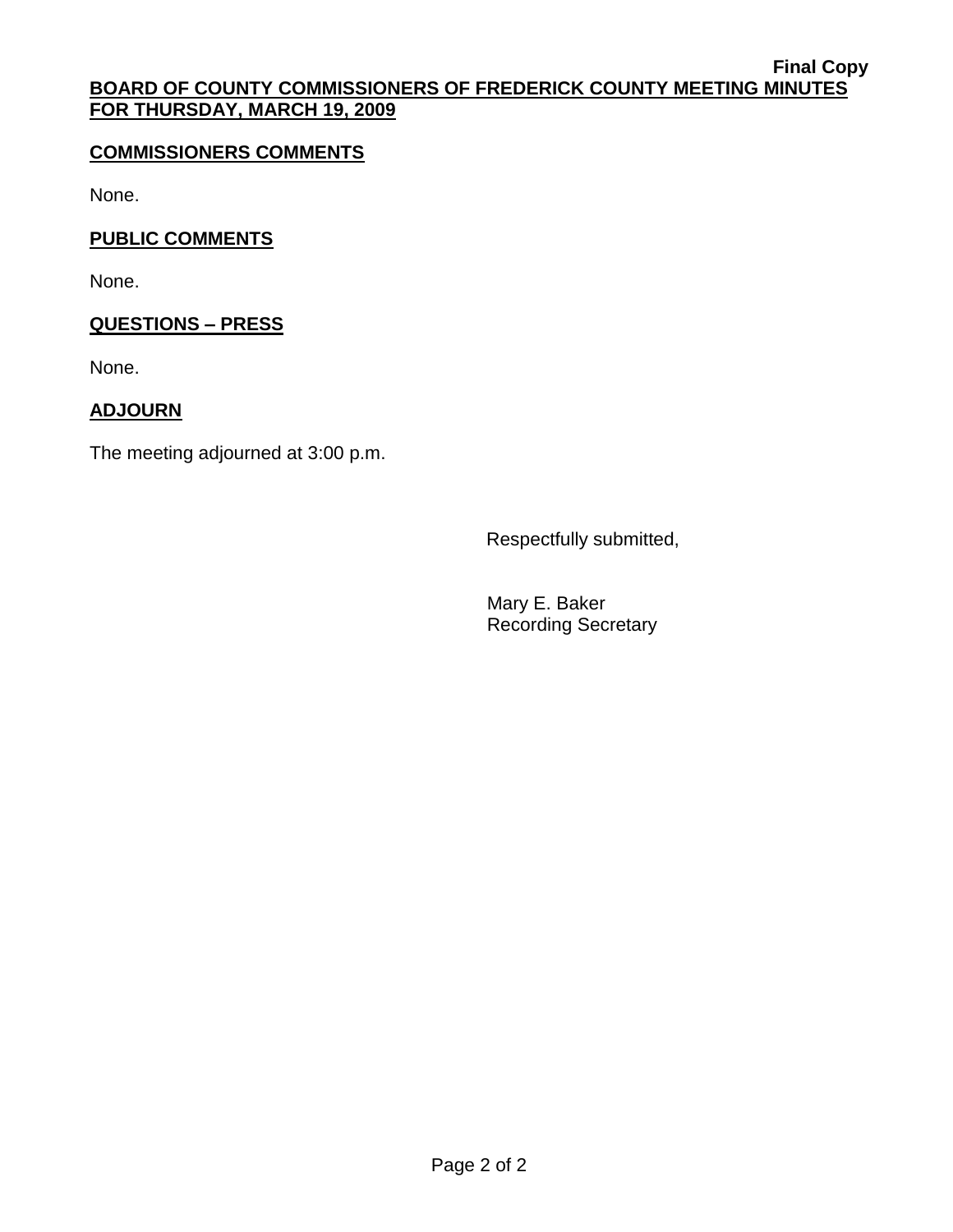**Final Copy**

**BOARD OF COUNTY COMMISSIONERS OF FREDERICK COUNTY MEETING MINUTES FOR THURSDAY, MARCH 19, 2009**

## COMMISSIONERS COMMENTS

None.

## PUBLIC COMMENTS

None.

## QUESTIONS – PRESS

None.

## ADJOURN

The meeting adjourned at 3:00 p.m.

Respectfully submitted,

Mary E. Baker
Recording Secretary